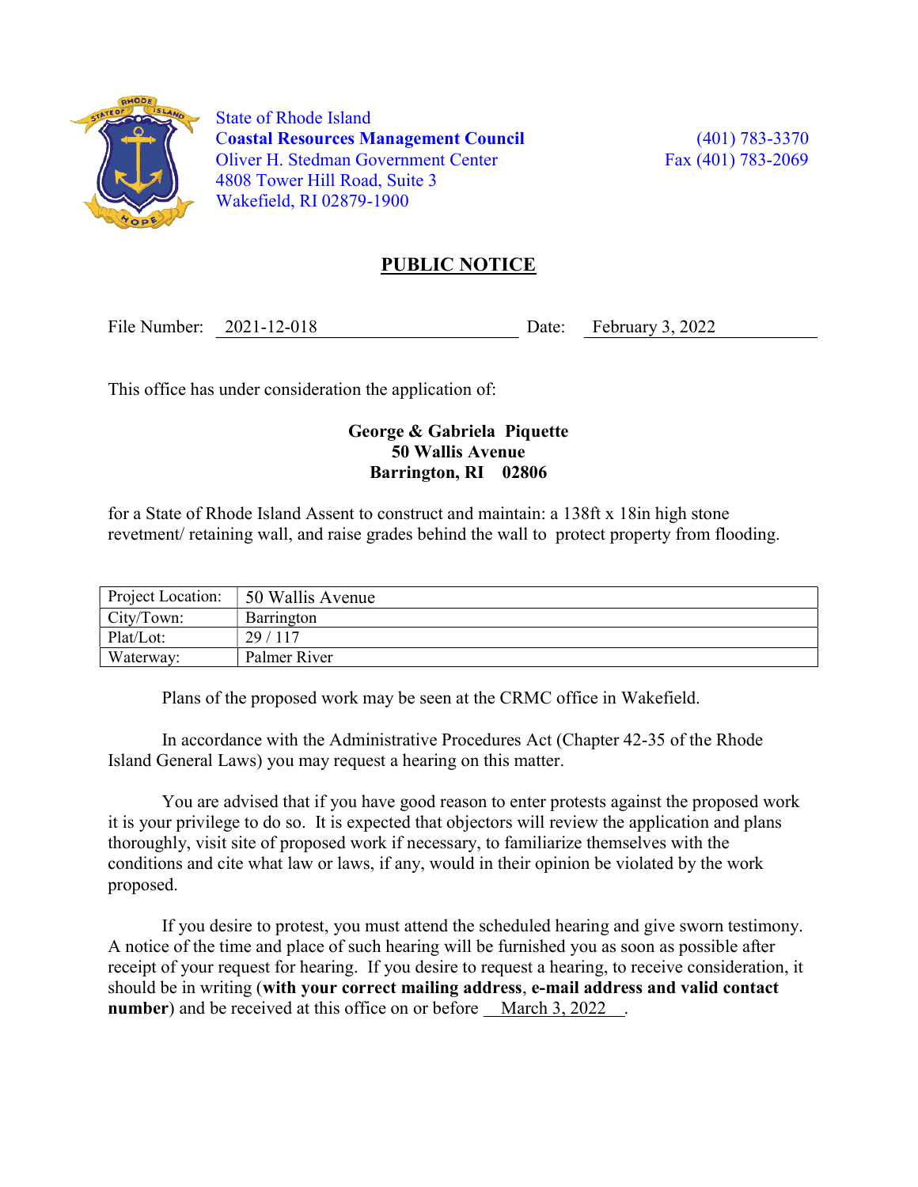State of Rhode Island
**Coastal Resources Management Council**
Oliver H. Stedman Government Center
4808 Tower Hill Road, Suite 3
Wakefield, RI 02879-1900

(401) 783-3370
Fax (401) 783-2069

# PUBLIC NOTICE

File Number: 2021-12-018 Date: February 3, 2022

This office has under consideration the application of:

**George & Gabriela Piquette**
**50 Wallis Avenue**
**Barrington, RI 02806**

for a State of Rhode Island Assent to construct and maintain: a 138ft x 18in high stone revetment/ retaining wall, and raise grades behind the wall to protect property from flooding.

| Project Location: | 50 Wallis Avenue |
|---|---|
| City/Town: | Barrington |
| Plat/Lot: | 29 / 117 |
| Waterway: | Palmer River |

Plans of the proposed work may be seen at the CRMC office in Wakefield.

In accordance with the Administrative Procedures Act (Chapter 42-35 of the Rhode Island General Laws) you may request a hearing on this matter.

You are advised that if you have good reason to enter protests against the proposed work it is your privilege to do so. It is expected that objectors will review the application and plans thoroughly, visit site of proposed work if necessary, to familiarize themselves with the conditions and cite what law or laws, if any, would in their opinion be violated by the work proposed.

If you desire to protest, you must attend the scheduled hearing and give sworn testimony. A notice of the time and place of such hearing will be furnished you as soon as possible after receipt of your request for hearing. If you desire to request a hearing, to receive consideration, it should be in writing (**with your correct mailing address**, **e-mail address and valid contact number**) and be received at this office on or before March 3, 2022 .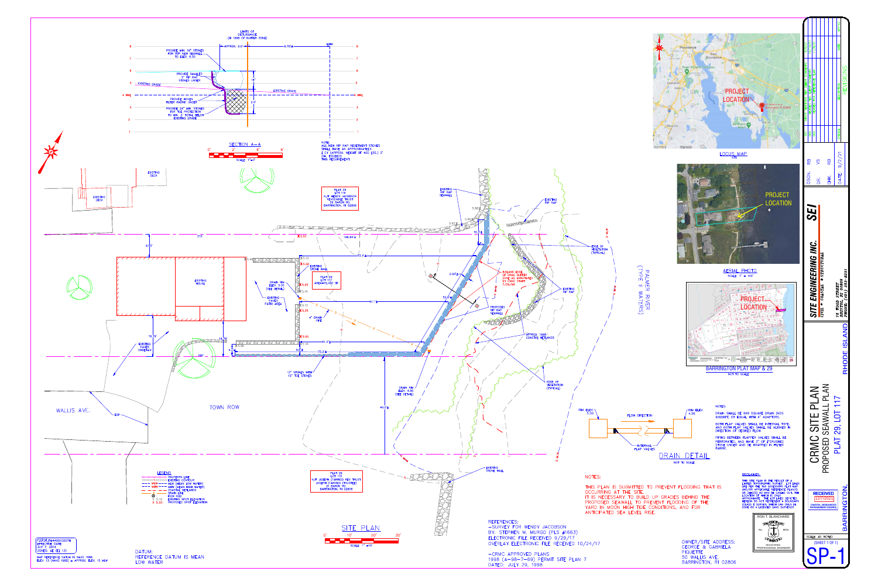# CRMC SITE PLAN
## PROPOSED SEAWALL PLAN
### PLAT 29, LOT 117
### BARRINGTON, RHODE ISLAND

**SITE ENGINEERING INC.** (SEI)
CIVIL • COASTAL • STRUCTURAL
75 WOOD STREET
BRISTOL, RI 02809
PHONE: (401) 253-8281

DSGN. RB
DR. VS
CHK. RB
DATE 9/2/21

SCALE: AS NOTED
(SHEET 1 OF 1)
SP-1

RECEIVED 12/7/2021 COASTAL RESOURCES MANAGEMENT COUNCIL

RON T. BLANCHARD — REGISTERED PROFESSIONAL ENGINEER

## SECTION A-A

SCALE: 1"=2'

LIMITS OF DISTURBANCE (@ 1998 CF BUFFER ZONE)

APPROX. 2.0'

8.75'±

MHW

PROVIDE MIN. 18" STONES FOR TOP NEW SEAWALL TO ELEV. 6.00

PROVIDE SMALLER 3" RIP RAP STONES UNDER

EXISTING GRADE

PROVIDE WOVEN FILTER FABRIC UNDER

PROVIDE 24" MIN. STONES FOR TOE PROTECTION TO MIN. 2' TOTAL BELOW EXISTING GRADE

NOTE: ALL NEW RIP RAP REVETMENT STONES SHALL HAVE AN APPROXIMATELY 2 CY (APPROX. WEIGHT OF 400 LBS.) 2' DIA. EXCEEDS THIS REQUIREMENT.

## SITE PLAN

SCALE: 1"=10'

EXISTING DECK

PLAT 29 LOT 118 N/F WENDY JACOBSON REVOCABLE TRUST 29 BARON RD. BARRINGTON, RI 02806

EXISTING RIP RAP SEAWALL

EXISTING RIP RAP

EDGE OF VEGETATION (TYPICAL)

PALMER RIVER (TYPE II WATERS)

EXISTING HOUSE

EXISTING STONE WALL

PLAT 29 LOT 117 AREA=10,450 SF

DRAIN RIM ELEV. 5.00 (SEE DETAIL)

EXISTING PAVER PATIO AREA

4" DRAIN PIPE

INLAND EDGE OF CRMC BUFFER ZONE AS APPROVED BY CRMC STAFF 7/29/98

PROPOSED RIP RAP SEAWALL

APPROX. 1998 COASTAL WETLANDS

EXISTING PAVER DRIVEWAY

12" STONES WITH 12" TOE STONES

DRAIN RIM ELEV. 4.50 (SEE DETAIL)

EDGE OF VEGETATION (TYPICAL)

WALLIS AVE.

TOWN ROW

EXISTING STONE WALL

PLAT 29 LOT 116 N/F JOSEPH D'AMICO REV TRUST JOSEPH D'AMICO (TRUSTEE) 21 BARON RD. BARRINGTON, RI 02806

### LEGEND

- PROPERTY LINE
- EXISTING CONTOUR
- MLW (MEAN LOW WATER)
- MHW (MEAN HIGH WATER)
- COASTAL WETLANDS
- DRAIN LINE
- IRON ROD
- 5.16 EXISTING SPOT ELEVATION
- X 5.50 PROPOSED SPOT ELEVATION

F.I.R.M. #44001C0007H
EFFECTIVE DATE: JULY 7, 2014
ZONE: AE (EL 13)
MAP REFERENCE DATUM IS NAVD 1988
ELEV. 13 (NAVD 1988) = APPROX. ELEV. 15 MLW

DATUM: REFERENCE DATUM IS MEAN LOW WATER

## DRAIN DETAIL

NOT TO SCALE

RIM ELEV. 5.00

FLOW DIRECTION

RIM ELEV. 4.50

INTERNAL FLAP VALVES

NOTES:

DRAIN SHALL BE 9X9 SQUARE DRAIN (NDS 900ST) OR EQUAL WITH 4" ADAPTORS.

BOTH FLAP VALVES SHALL BE INTERNAL TYPE, AND BOTH FLAP VALVES SHALL BE ALIGNED IN DIRECTION OF DESIRED FLOW.

PIPING BETWEEN FLAPPER VALVES SHALL BE PERFORATED, AND HAVE 3" OF CRUSHED STONE UNDER AND BE WRAPPED IN FILTER FABRIC.

NOTES:

THIS PLAN IS SUBMITTED TO PREVENT FLOODING THAT IS OCCURRING AT THE SITE.
IT IS NECESSARY TO BUILD UP GRADES BEHIND THE PROPOSED SEAWALL TO PREVENT FLOODING OF THE YARD IN MOON HIGH TIDE CONDITIONS, AND FOR ANTICIPATED SEA LEVEL RISE.

REFERENCES:
- SURVEY FOR WENDY JACOBSON BY: STEPHEN M. MURGO (PLS #1663) ELECTRONIC FILE RECEIVED 9/29/17 OVERLAY ELECTRONIC FILE RECEIVED 10/24/17
- CRMC APPROVED PLANS 1998 (A-98-7-69) PERMIT SITE PLAN 7 DATED: JULY 29, 1998

OWNER/SITE ADDRESS:
GEORGE & GABRIELA PIQUETTE
50 WALLIS AVE.
BARRINGTON, RI 02806

DISCLAIMER:
THIS SITE PLAN IS THE RESULT OF A LIMITED TOPOGRAPHIC SURVEY, LOT LINES ARE PER THE TAX ASSESSORS PLAT MAP AND OR APPLICABLE REFERENCE PLANS OR DEEDS AS MAY BE CALLED OUT. THE LOCATION OF WHICH IS ONLY APPROXIMATE. THE LOT LINES DEPICTED HEREON DO NOT REPRESENT A BOUNDARY SURVEY. BOUNDARY SURVEYS CAN ONLY BE DONE BY A LICENSED LAND SURVEYOR.

LOCUS MAP
NTS

PROJECT LOCATION

AERIAL PHOTO
SCALE: 1" = 100'

BARRINGTON PLAT MAP 29
NOT TO SCALE